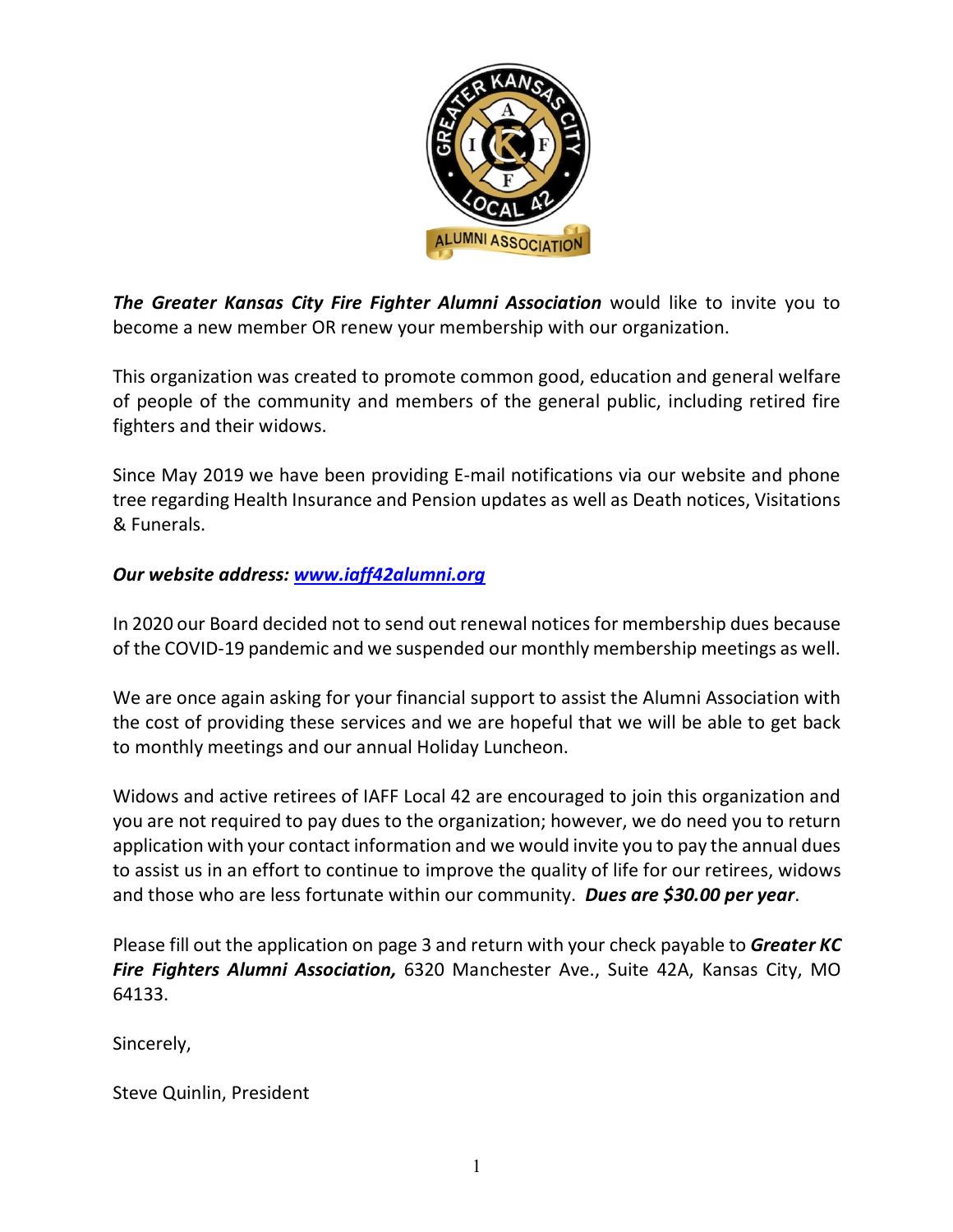***The Greater Kansas City Fire Fighter Alumni Association*** would like to invite you to become a new member OR renew your membership with our organization.

This organization was created to promote common good, education and general welfare of people of the community and members of the general public, including retired fire fighters and their widows.

Since May 2019 we have been providing E-mail notifications via our website and phone tree regarding Health Insurance and Pension updates as well as Death notices, Visitations & Funerals.

***Our website address: [www.iaff42alumni.org](http://www.iaff42alumni.org)***

In 2020 our Board decided not to send out renewal notices for membership dues because of the COVID-19 pandemic and we suspended our monthly membership meetings as well.

We are once again asking for your financial support to assist the Alumni Association with the cost of providing these services and we are hopeful that we will be able to get back to monthly meetings and our annual Holiday Luncheon.

Widows and active retirees of IAFF Local 42 are encouraged to join this organization and you are not required to pay dues to the organization; however, we do need you to return application with your contact information and we would invite you to pay the annual dues to assist us in an effort to continue to improve the quality of life for our retirees, widows and those who are less fortunate within our community. ***Dues are $30.00 per year***.

Please fill out the application on page 3 and return with your check payable to ***Greater KC Fire Fighters Alumni Association,*** 6320 Manchester Ave., Suite 42A, Kansas City, MO 64133.

Sincerely,

Steve Quinlin, President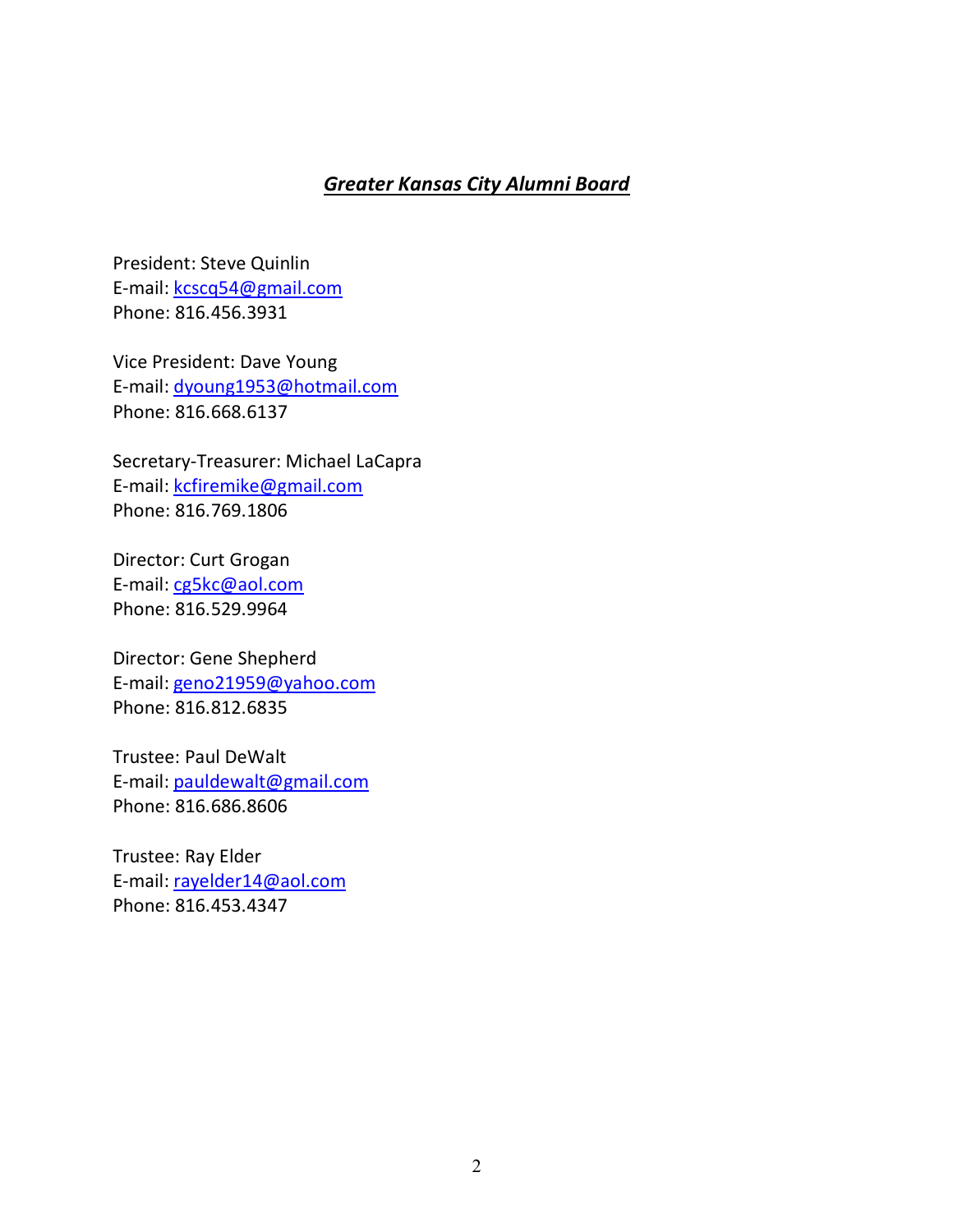## ***Greater Kansas City Alumni Board***

President: Steve Quinlin
E-mail: kcscq54@gmail.com
Phone: 816.456.3931

Vice President: Dave Young
E-mail: dyoung1953@hotmail.com
Phone: 816.668.6137

Secretary-Treasurer: Michael LaCapra
E-mail: kcfiremike@gmail.com
Phone: 816.769.1806

Director: Curt Grogan
E-mail: cg5kc@aol.com
Phone: 816.529.9964

Director: Gene Shepherd
E-mail: geno21959@yahoo.com
Phone: 816.812.6835

Trustee: Paul DeWalt
E-mail: pauldewalt@gmail.com
Phone: 816.686.8606

Trustee: Ray Elder
E-mail: rayelder14@aol.com
Phone: 816.453.4347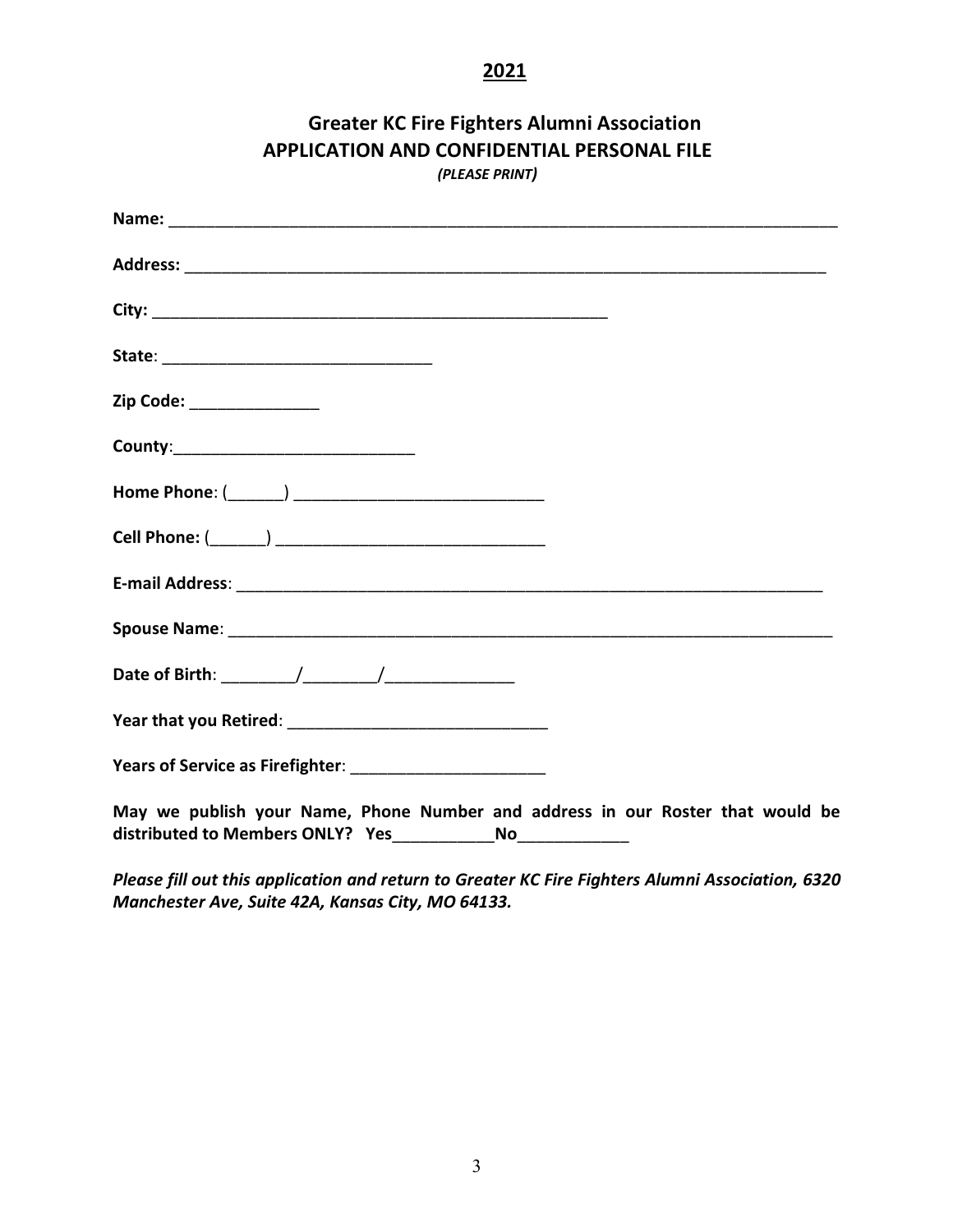**2021**

## Greater KC Fire Fighters Alumni Association
## APPLICATION AND CONFIDENTIAL PERSONAL FILE

*(PLEASE PRINT)*

**Name:** ___________________________________________________________________________

**Address:** _________________________________________________________________________

**City:** ___________________________________________________

**State**: ______________________________

**Zip Code:** ______________

**County**:__________________________

**Home Phone**: (______) ___________________________

**Cell Phone:** (______) ______________________________

**E-mail Address**: _________________________________________________________________

**Spouse Name**: ___________________________________________________________________

**Date of Birth**: ________/________/______________

**Year that you Retired**: ____________________________

**Years of Service as Firefighter**: _____________________

**May we publish your Name, Phone Number and address in our Roster that would be distributed to Members ONLY? Yes___________No____________**

***Please fill out this application and return to Greater KC Fire Fighters Alumni Association, 6320 Manchester Ave, Suite 42A, Kansas City, MO 64133.***